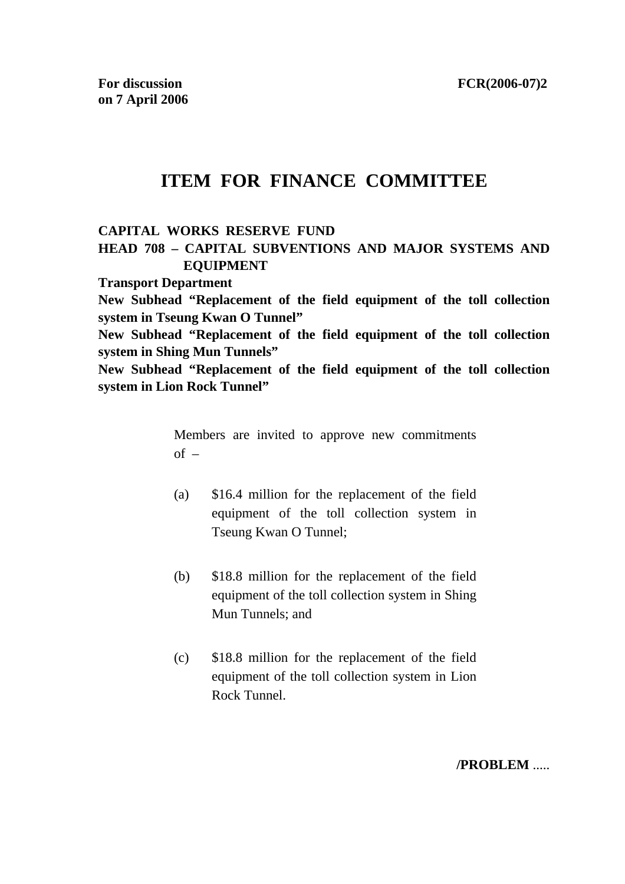**For discussion on 7 April 2006** **FCR(2006-07)2**

# ITEM FOR FINANCE COMMITTEE

**CAPITAL WORKS RESERVE FUND**

**HEAD 708 – CAPITAL SUBVENTIONS AND MAJOR SYSTEMS AND EQUIPMENT**

**Transport Department**

**New Subhead "Replacement of the field equipment of the toll collection system in Tseung Kwan O Tunnel"**

**New Subhead "Replacement of the field equipment of the toll collection system in Shing Mun Tunnels"**

**New Subhead "Replacement of the field equipment of the toll collection system in Lion Rock Tunnel"**

Members are invited to approve new commitments of –

(a) $16.4 million for the replacement of the field equipment of the toll collection system in Tseung Kwan O Tunnel;

(b) $18.8 million for the replacement of the field equipment of the toll collection system in Shing Mun Tunnels; and

(c) $18.8 million for the replacement of the field equipment of the toll collection system in Lion Rock Tunnel.

**/PROBLEM** .....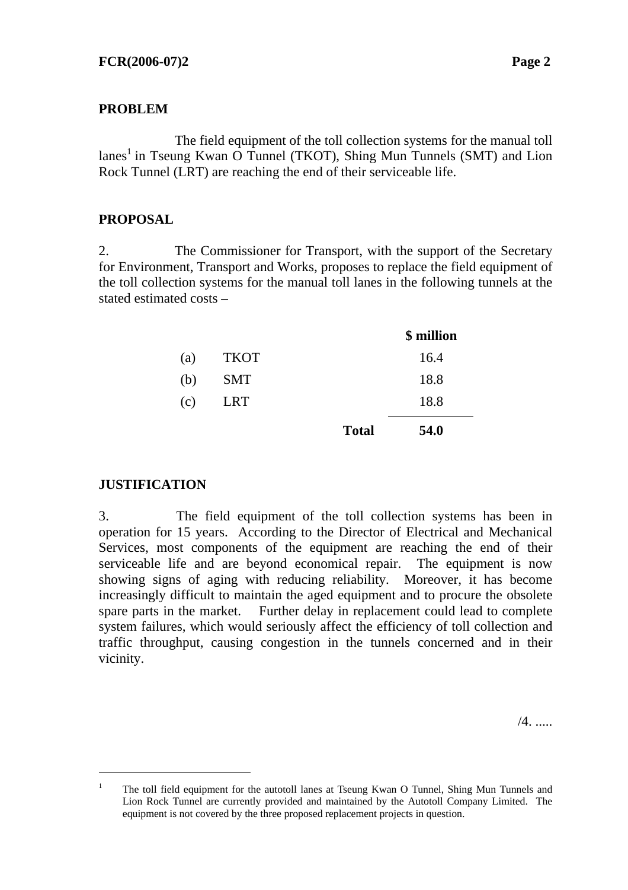## PROBLEM

The field equipment of the toll collection systems for the manual toll lanes[1] in Tseung Kwan O Tunnel (TKOT), Shing Mun Tunnels (SMT) and Lion Rock Tunnel (LRT) are reaching the end of their serviceable life.

## PROPOSAL

2. The Commissioner for Transport, with the support of the Secretary for Environment, Transport and Works, proposes to replace the field equipment of the toll collection systems for the manual toll lanes in the following tunnels at the stated estimated costs –

| | | | **\$ million** |
|---|---|---|---|
| (a) | TKOT | | 16.4 |
| (b) | SMT | | 18.8 |
| (c) | LRT | | 18.8 |
| | | **Total** | **54.0** |

## JUSTIFICATION

3. The field equipment of the toll collection systems has been in operation for 15 years. According to the Director of Electrical and Mechanical Services, most components of the equipment are reaching the end of their serviceable life and are beyond economical repair. The equipment is now showing signs of aging with reducing reliability. Moreover, it has become increasingly difficult to maintain the aged equipment and to procure the obsolete spare parts in the market. Further delay in replacement could lead to complete system failures, which would seriously affect the efficiency of toll collection and traffic throughput, causing congestion in the tunnels concerned and in their vicinity.

/4. .....

---

[1] The toll field equipment for the autotoll lanes at Tseung Kwan O Tunnel, Shing Mun Tunnels and Lion Rock Tunnel are currently provided and maintained by the Autotoll Company Limited. The equipment is not covered by the three proposed replacement projects in question.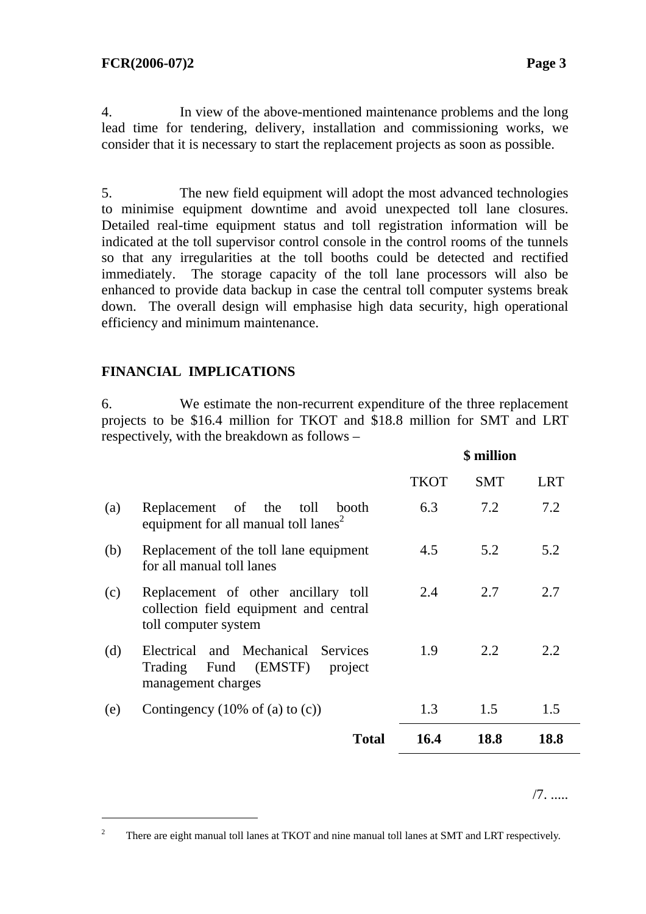4. In view of the above-mentioned maintenance problems and the long lead time for tendering, delivery, installation and commissioning works, we consider that it is necessary to start the replacement projects as soon as possible.

5. The new field equipment will adopt the most advanced technologies to minimise equipment downtime and avoid unexpected toll lane closures. Detailed real-time equipment status and toll registration information will be indicated at the toll supervisor control console in the control rooms of the tunnels so that any irregularities at the toll booths could be detected and rectified immediately. The storage capacity of the toll lane processors will also be enhanced to provide data backup in case the central toll computer systems break down. The overall design will emphasise high data security, high operational efficiency and minimum maintenance.

## FINANCIAL IMPLICATIONS

6. We estimate the non-recurrent expenditure of the three replacement projects to be $16.4 million for TKOT and $18.8 million for SMT and LRT respectively, with the breakdown as follows –

| | | $ million | | |
|---|---|---|---|---|
| | | TKOT | SMT | LRT |
| (a) | Replacement of the toll booth equipment for all manual toll lanes[2] | 6.3 | 7.2 | 7.2 |
| (b) | Replacement of the toll lane equipment for all manual toll lanes | 4.5 | 5.2 | 5.2 |
| (c) | Replacement of other ancillary toll collection field equipment and central toll computer system | 2.4 | 2.7 | 2.7 |
| (d) | Electrical and Mechanical Services Trading Fund (EMSTF) project management charges | 1.9 | 2.2 | 2.2 |
| (e) | Contingency (10% of (a) to (c)) | 1.3 | 1.5 | 1.5 |
| | **Total** | **16.4** | **18.8** | **18.8** |

/7. .....

[2] There are eight manual toll lanes at TKOT and nine manual toll lanes at SMT and LRT respectively.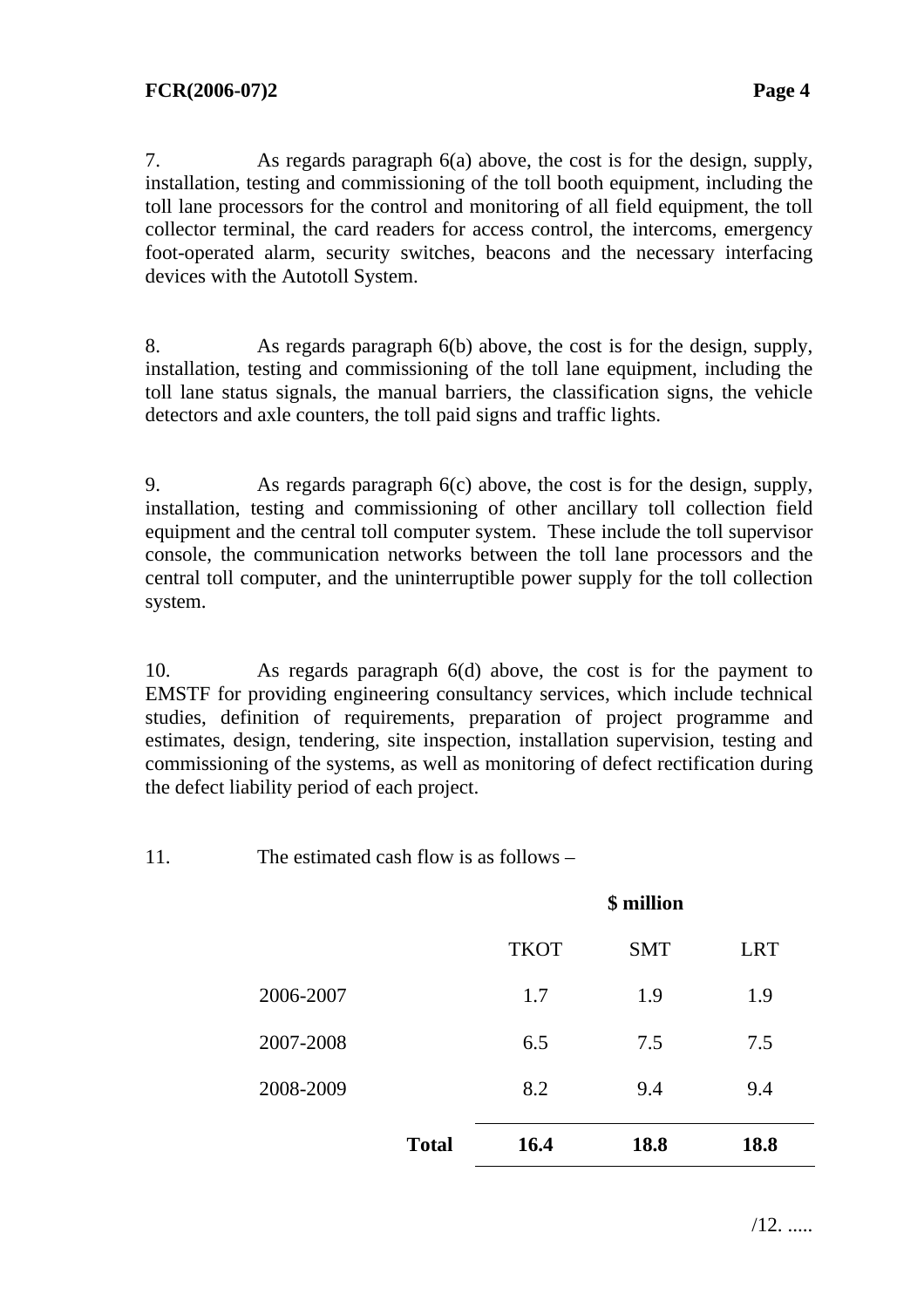7. As regards paragraph 6(a) above, the cost is for the design, supply, installation, testing and commissioning of the toll booth equipment, including the toll lane processors for the control and monitoring of all field equipment, the toll collector terminal, the card readers for access control, the intercoms, emergency foot-operated alarm, security switches, beacons and the necessary interfacing devices with the Autotoll System.

8. As regards paragraph 6(b) above, the cost is for the design, supply, installation, testing and commissioning of the toll lane equipment, including the toll lane status signals, the manual barriers, the classification signs, the vehicle detectors and axle counters, the toll paid signs and traffic lights.

9. As regards paragraph 6(c) above, the cost is for the design, supply, installation, testing and commissioning of other ancillary toll collection field equipment and the central toll computer system. These include the toll supervisor console, the communication networks between the toll lane processors and the central toll computer, and the uninterruptible power supply for the toll collection system.

10. As regards paragraph 6(d) above, the cost is for the payment to EMSTF for providing engineering consultancy services, which include technical studies, definition of requirements, preparation of project programme and estimates, design, tendering, site inspection, installation supervision, testing and commissioning of the systems, as well as monitoring of defect rectification during the defect liability period of each project.

11. The estimated cash flow is as follows –

| | **$ million** | | |
|---|---|---|---|
| | TKOT | SMT | LRT |
| 2006-2007 | 1.7 | 1.9 | 1.9 |
| 2007-2008 | 6.5 | 7.5 | 7.5 |
| 2008-2009 | 8.2 | 9.4 | 9.4 |
| **Total** | **16.4** | **18.8** | **18.8** |

/12. .....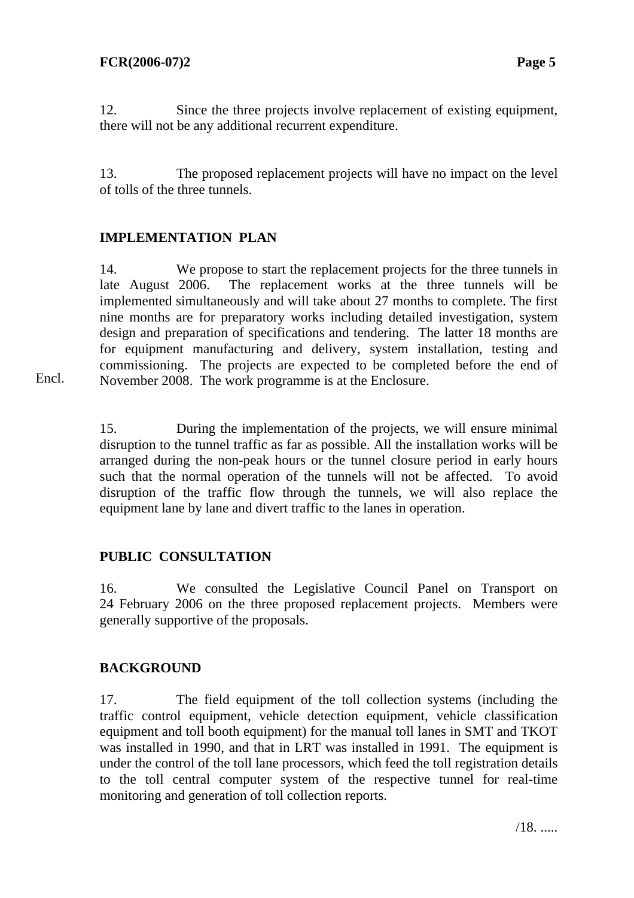12. Since the three projects involve replacement of existing equipment, there will not be any additional recurrent expenditure.

13. The proposed replacement projects will have no impact on the level of tolls of the three tunnels.

## IMPLEMENTATION PLAN

14. We propose to start the replacement projects for the three tunnels in late August 2006. The replacement works at the three tunnels will be implemented simultaneously and will take about 27 months to complete. The first nine months are for preparatory works including detailed investigation, system design and preparation of specifications and tendering. The latter 18 months are for equipment manufacturing and delivery, system installation, testing and commissioning. The projects are expected to be completed before the end of November 2008. The work programme is at the Enclosure.

Encl.

15. During the implementation of the projects, we will ensure minimal disruption to the tunnel traffic as far as possible. All the installation works will be arranged during the non-peak hours or the tunnel closure period in early hours such that the normal operation of the tunnels will not be affected. To avoid disruption of the traffic flow through the tunnels, we will also replace the equipment lane by lane and divert traffic to the lanes in operation.

## PUBLIC CONSULTATION

16. We consulted the Legislative Council Panel on Transport on 24 February 2006 on the three proposed replacement projects. Members were generally supportive of the proposals.

## BACKGROUND

17. The field equipment of the toll collection systems (including the traffic control equipment, vehicle detection equipment, vehicle classification equipment and toll booth equipment) for the manual toll lanes in SMT and TKOT was installed in 1990, and that in LRT was installed in 1991. The equipment is under the control of the toll lane processors, which feed the toll registration details to the toll central computer system of the respective tunnel for real-time monitoring and generation of toll collection reports.

/18. .....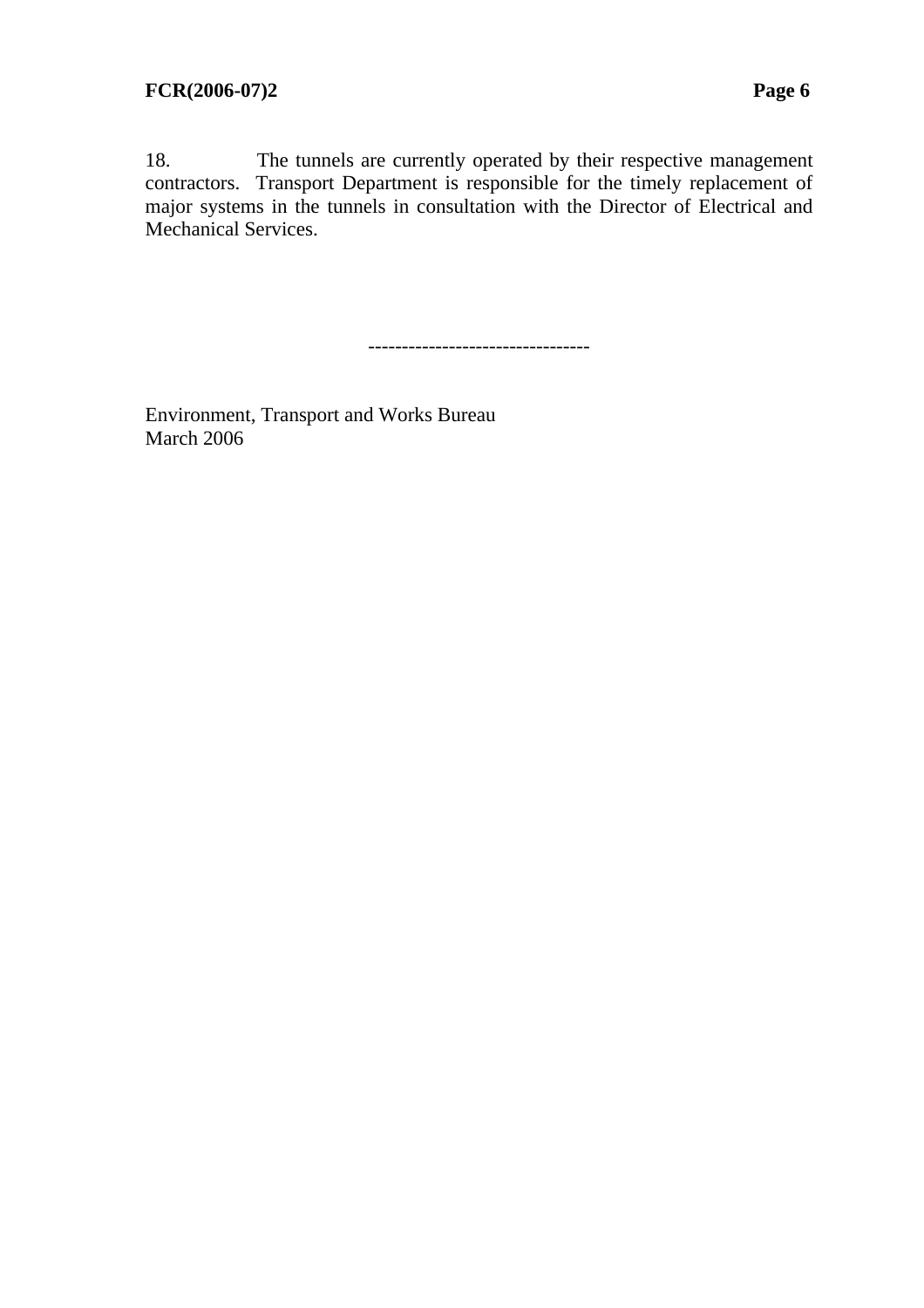18. The tunnels are currently operated by their respective management contractors. Transport Department is responsible for the timely replacement of major systems in the tunnels in consultation with the Director of Electrical and Mechanical Services.

---

Environment, Transport and Works Bureau
March 2006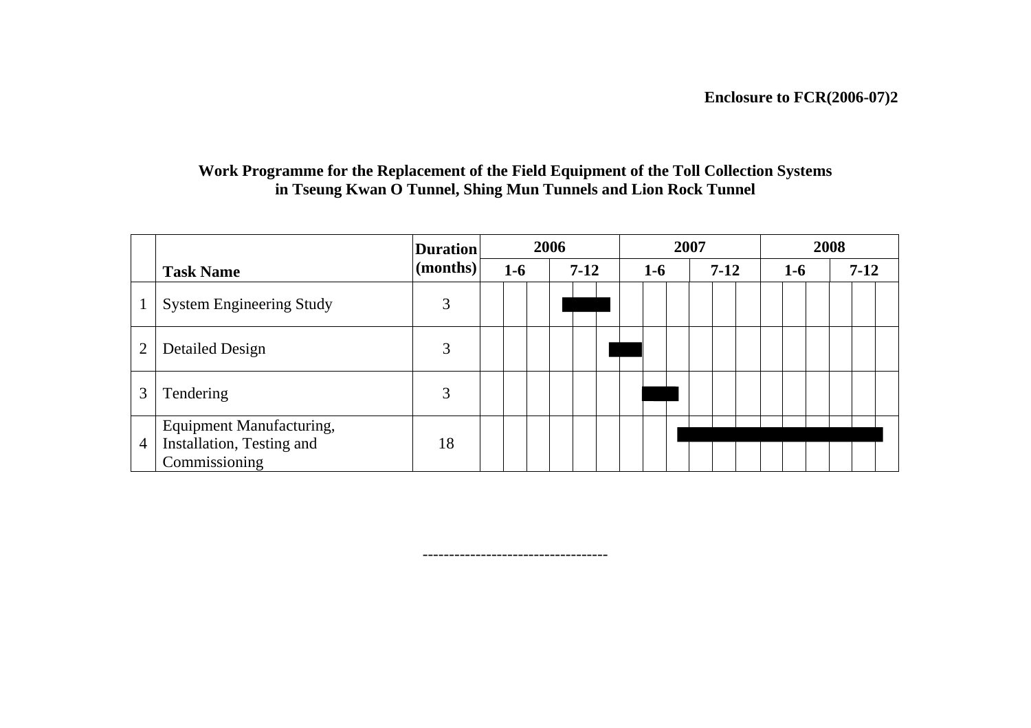**Enclosure to FCR(2006-07)2**

**Work Programme for the Replacement of the Field Equipment of the Toll Collection Systems in Tseung Kwan O Tunnel, Shing Mun Tunnels and Lion Rock Tunnel**

| | Task Name | Duration (months) |
|---|---|---|
| 1 | System Engineering Study | 3 |
| 2 | Detailed Design | 3 |
| 3 | Tendering | 3 |
| 4 | Equipment Manufacturing, Installation, Testing and Commissioning | 18 |

2006: 1-6, 7-12

2007: 1-6, 7-12

2008: 1-6, 7-12

-----------------------------------